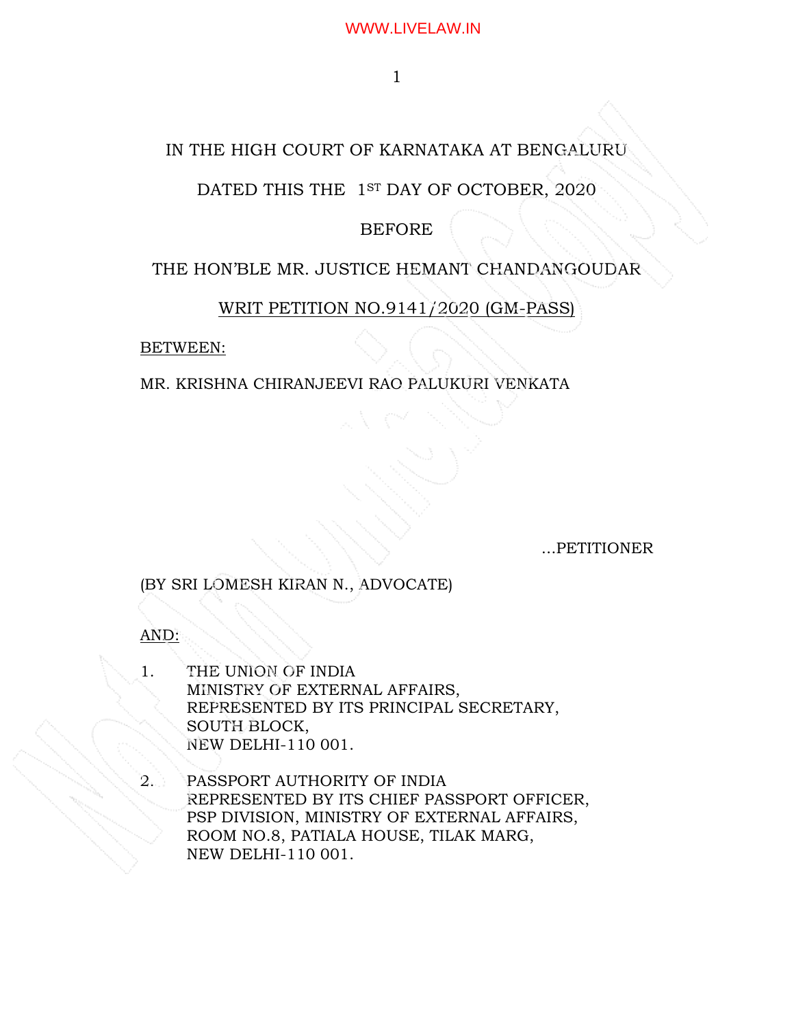IN THE HIGH COURT OF KARNATAKA AT BENGALURU

DATED THIS THE 1ST DAY OF OCTOBER, 2020

BEFORE

THE HON'BLE MR. JUSTICE HEMANT CHANDANGOUDAR

WRIT PETITION NO.9141/2020 (GM-PASS)

BETWEEN:

MR. KRISHNA CHIRANJEEVI RAO PALUKURI VENKATA

...PETITIONER

(BY SRI LOMESH KIRAN N., ADVOCATE)

AND:

1. THE UNION OF INDIA
   MINISTRY OF EXTERNAL AFFAIRS,
   REPRESENTED BY ITS PRINCIPAL SECRETARY,
   SOUTH BLOCK,
   NEW DELHI-110 001.

2. PASSPORT AUTHORITY OF INDIA
   REPRESENTED BY ITS CHIEF PASSPORT OFFICER,
   PSP DIVISION, MINISTRY OF EXTERNAL AFFAIRS,
   ROOM NO.8, PATIALA HOUSE, TILAK MARG,
   NEW DELHI-110 001.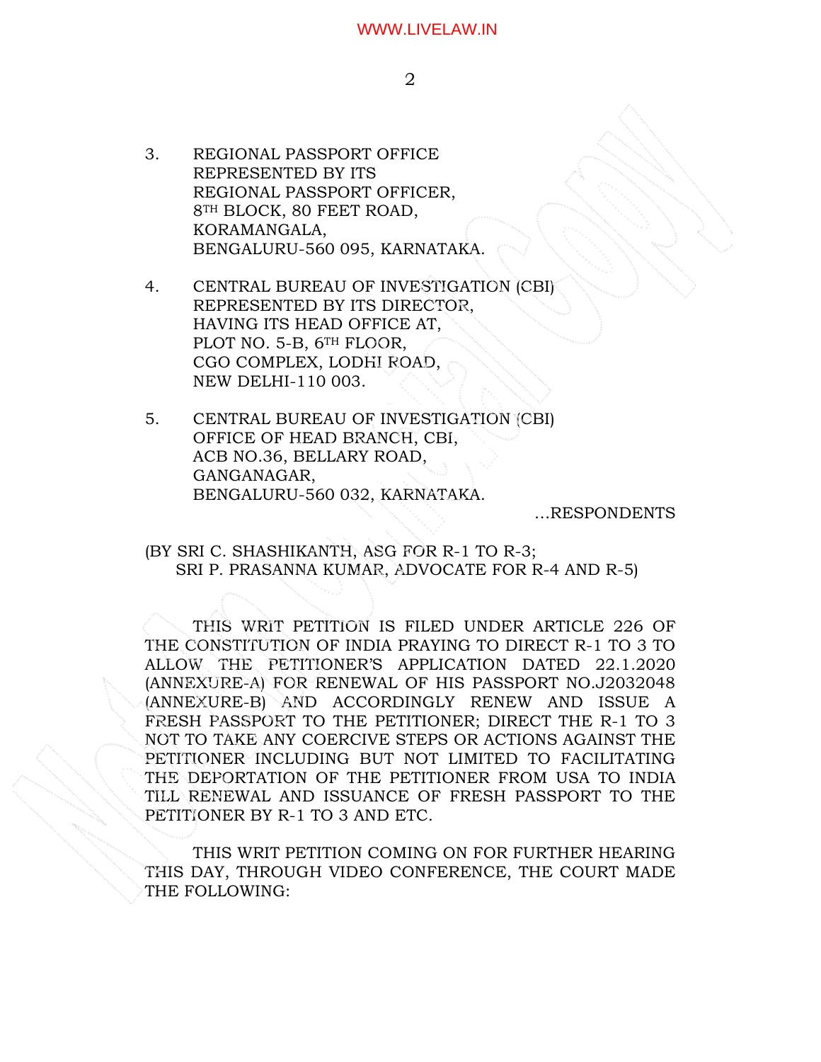3. REGIONAL PASSPORT OFFICE
   REPRESENTED BY ITS
   REGIONAL PASSPORT OFFICER,
   8TH BLOCK, 80 FEET ROAD,
   KORAMANGALA,
   BENGALURU-560 095, KARNATAKA.

4. CENTRAL BUREAU OF INVESTIGATION (CBI)
   REPRESENTED BY ITS DIRECTOR,
   HAVING ITS HEAD OFFICE AT,
   PLOT NO. 5-B, 6TH FLOOR,
   CGO COMPLEX, LODHI ROAD,
   NEW DELHI-110 003.

5. CENTRAL BUREAU OF INVESTIGATION (CBI)
   OFFICE OF HEAD BRANCH, CBI,
   ACB NO.36, BELLARY ROAD,
   GANGANAGAR,
   BENGALURU-560 032, KARNATAKA.

...RESPONDENTS

(BY SRI C. SHASHIKANTH, ASG FOR R-1 TO R-3;
SRI P. PRASANNA KUMAR, ADVOCATE FOR R-4 AND R-5)

THIS WRIT PETITION IS FILED UNDER ARTICLE 226 OF THE CONSTITUTION OF INDIA PRAYING TO DIRECT R-1 TO 3 TO ALLOW THE PETITIONER'S APPLICATION DATED 22.1.2020 (ANNEXURE-A) FOR RENEWAL OF HIS PASSPORT NO.J2032048 (ANNEXURE-B) AND ACCORDINGLY RENEW AND ISSUE A FRESH PASSPORT TO THE PETITIONER; DIRECT THE R-1 TO 3 NOT TO TAKE ANY COERCIVE STEPS OR ACTIONS AGAINST THE PETITIONER INCLUDING BUT NOT LIMITED TO FACILITATING THE DEPORTATION OF THE PETITIONER FROM USA TO INDIA TILL RENEWAL AND ISSUANCE OF FRESH PASSPORT TO THE PETITIONER BY R-1 TO 3 AND ETC.

THIS WRIT PETITION COMING ON FOR FURTHER HEARING THIS DAY, THROUGH VIDEO CONFERENCE, THE COURT MADE THE FOLLOWING: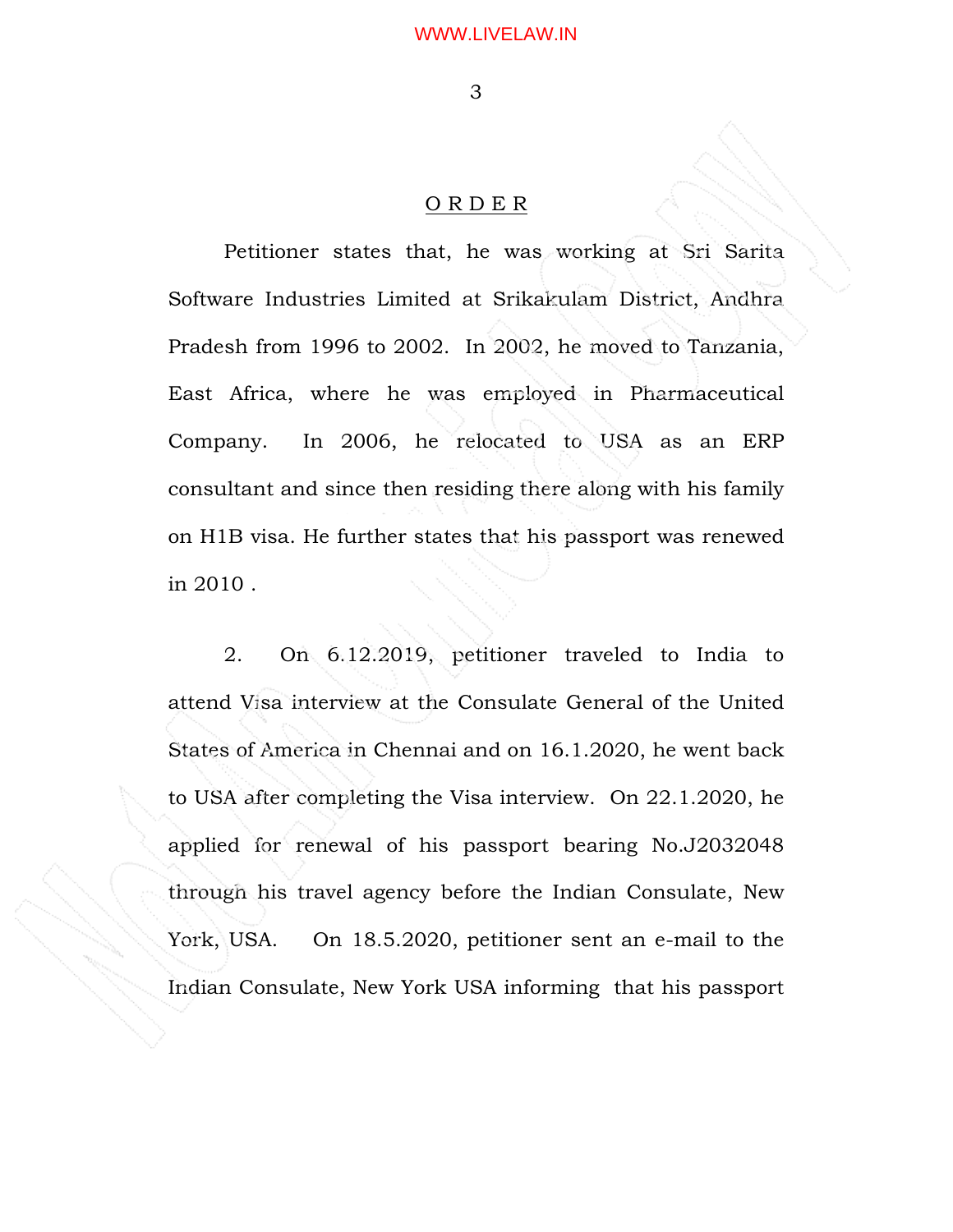## O R D E R

Petitioner states that, he was working at Sri Sarita Software Industries Limited at Srikakulam District, Andhra Pradesh from 1996 to 2002. In 2002, he moved to Tanzania, East Africa, where he was employed in Pharmaceutical Company. In 2006, he relocated to USA as an ERP consultant and since then residing there along with his family on H1B visa. He further states that his passport was renewed in 2010 .

2. On 6.12.2019, petitioner traveled to India to attend Visa interview at the Consulate General of the United States of America in Chennai and on 16.1.2020, he went back to USA after completing the Visa interview. On 22.1.2020, he applied for renewal of his passport bearing No.J2032048 through his travel agency before the Indian Consulate, New York, USA. On 18.5.2020, petitioner sent an e-mail to the Indian Consulate, New York USA informing that his passport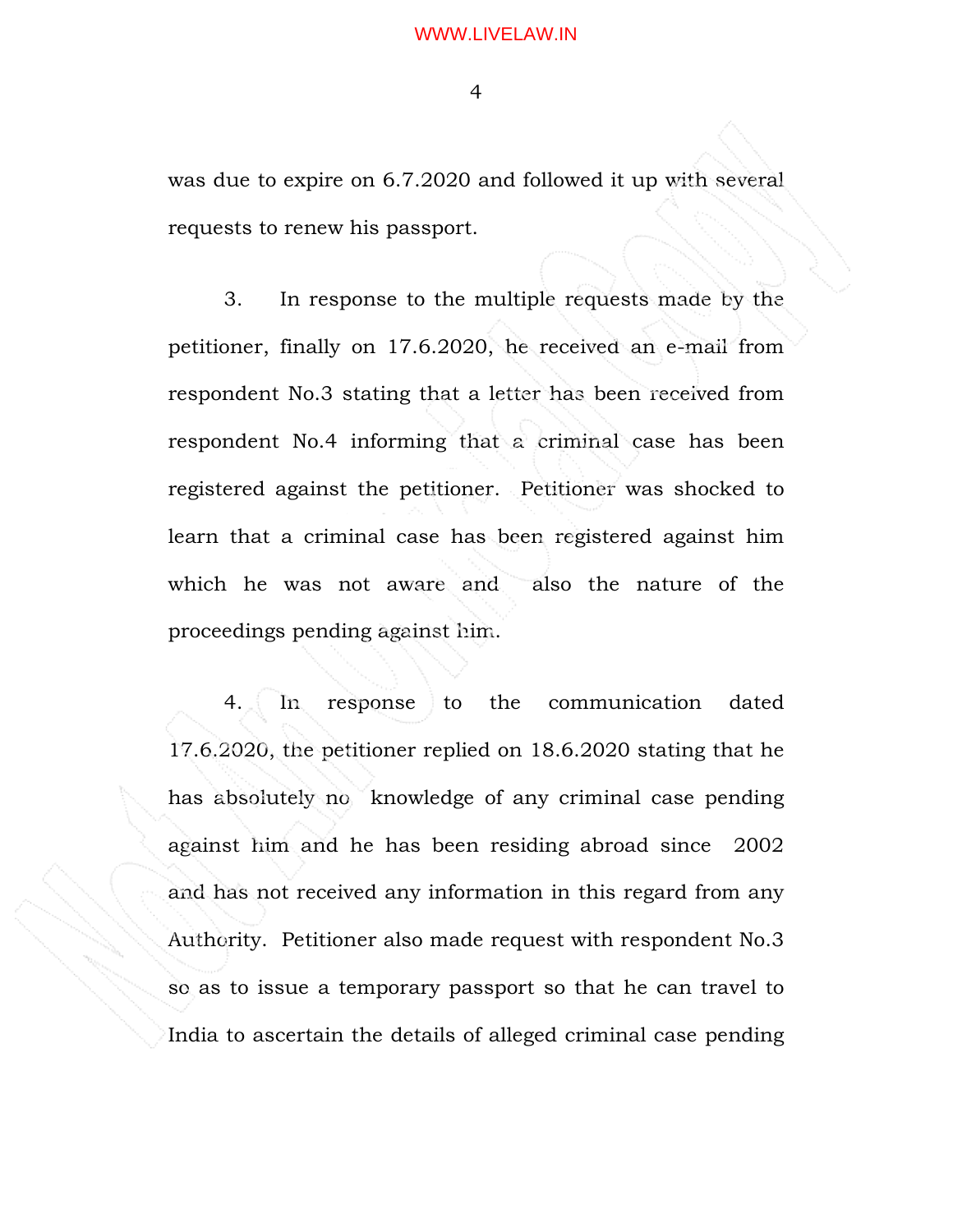was due to expire on 6.7.2020 and followed it up with several requests to renew his passport.

3. In response to the multiple requests made by the petitioner, finally on 17.6.2020, he received an e-mail from respondent No.3 stating that a letter has been received from respondent No.4 informing that a criminal case has been registered against the petitioner. Petitioner was shocked to learn that a criminal case has been registered against him which he was not aware and also the nature of the proceedings pending against him.

4. In response to the communication dated 17.6.2020, the petitioner replied on 18.6.2020 stating that he has absolutely no knowledge of any criminal case pending against him and he has been residing abroad since 2002 and has not received any information in this regard from any Authority. Petitioner also made request with respondent No.3 so as to issue a temporary passport so that he can travel to India to ascertain the details of alleged criminal case pending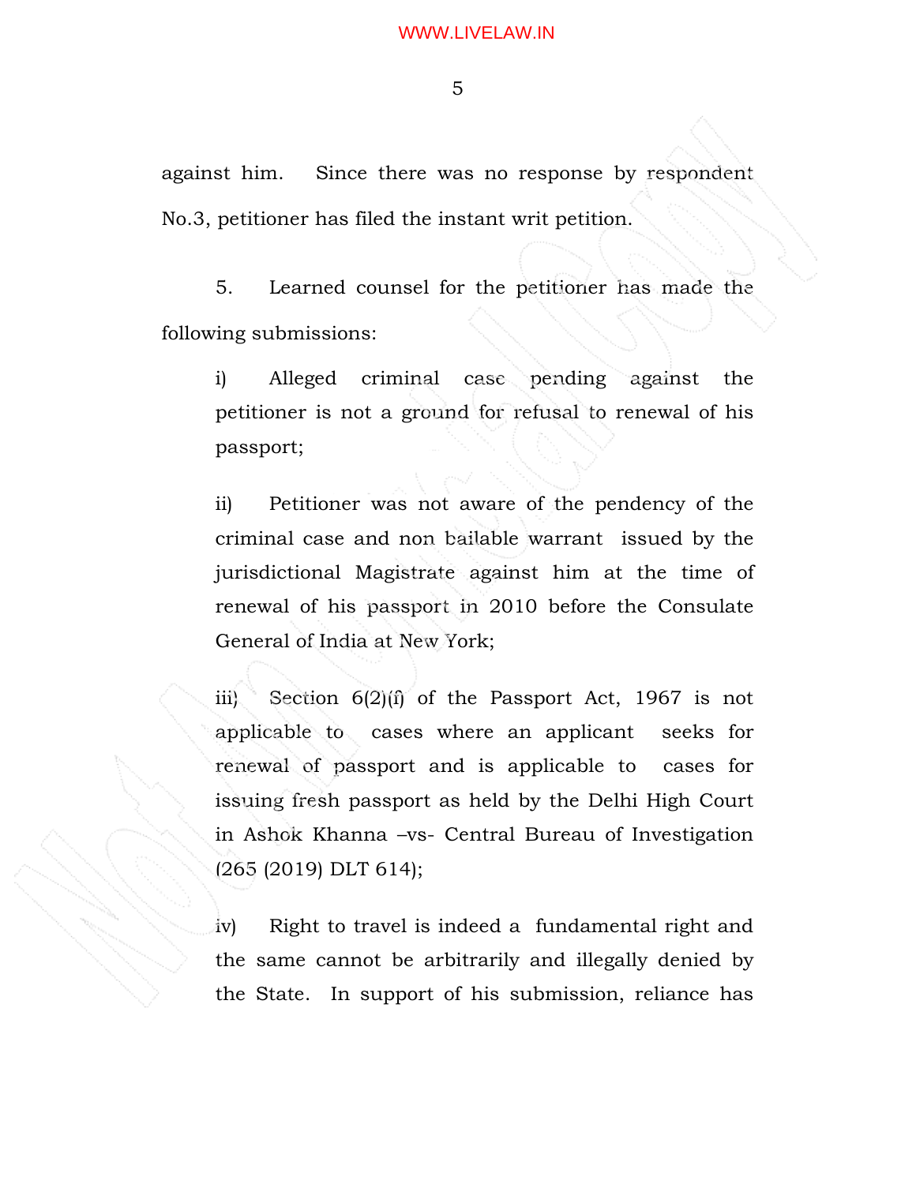against him. Since there was no response by respondent No.3, petitioner has filed the instant writ petition.

5. Learned counsel for the petitioner has made the following submissions:

i) Alleged criminal case pending against the petitioner is not a ground for refusal to renewal of his passport;

ii) Petitioner was not aware of the pendency of the criminal case and non bailable warrant issued by the jurisdictional Magistrate against him at the time of renewal of his passport in 2010 before the Consulate General of India at New York;

iii) Section 6(2)(f) of the Passport Act, 1967 is not applicable to cases where an applicant seeks for renewal of passport and is applicable to cases for issuing fresh passport as held by the Delhi High Court in Ashok Khanna –vs- Central Bureau of Investigation (265 (2019) DLT 614);

iv) Right to travel is indeed a fundamental right and the same cannot be arbitrarily and illegally denied by the State. In support of his submission, reliance has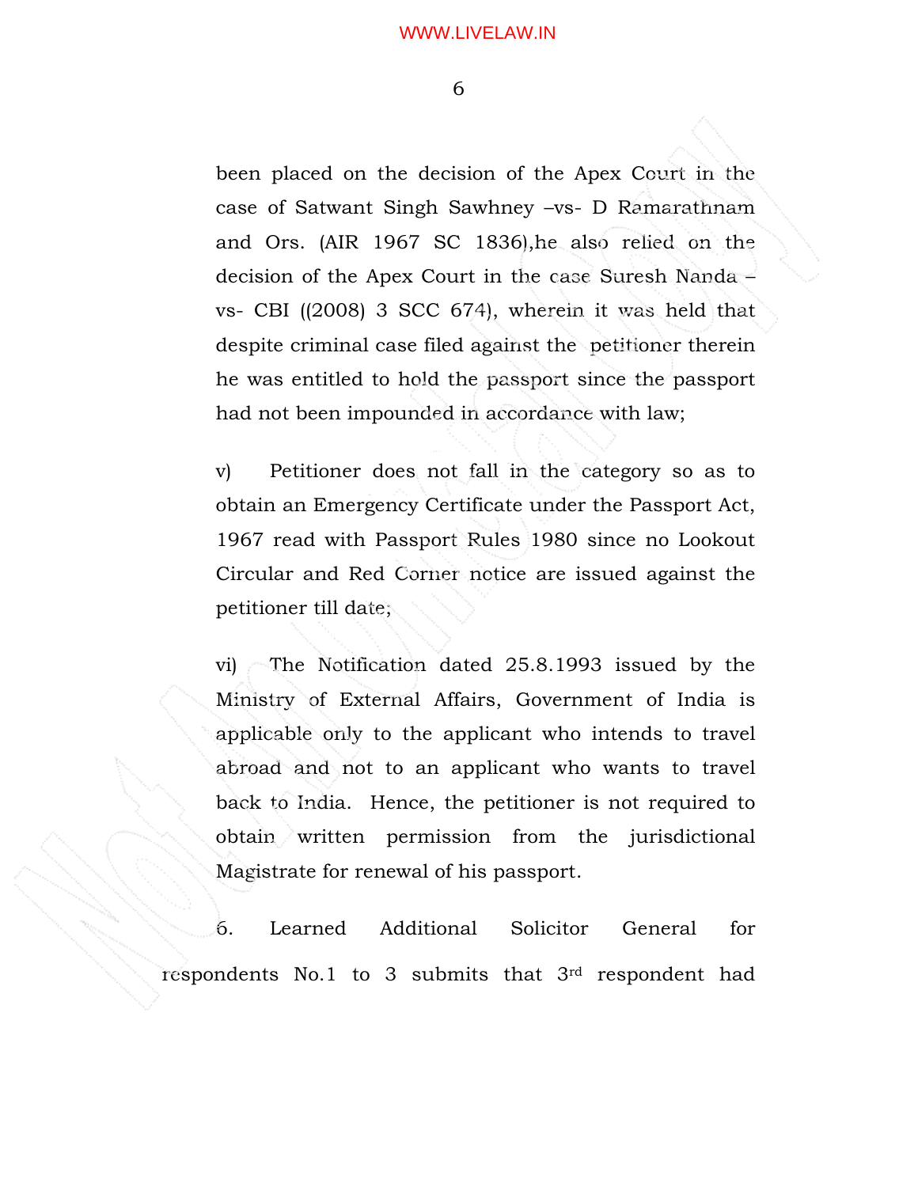been placed on the decision of the Apex Court in the case of Satwant Singh Sawhney –vs- D Ramarathnam and Ors. (AIR 1967 SC 1836),he also relied on the decision of the Apex Court in the case Suresh Nanda –vs- CBI ((2008) 3 SCC 674), wherein it was held that despite criminal case filed against the petitioner therein he was entitled to hold the passport since the passport had not been impounded in accordance with law;

v) Petitioner does not fall in the category so as to obtain an Emergency Certificate under the Passport Act, 1967 read with Passport Rules 1980 since no Lookout Circular and Red Corner notice are issued against the petitioner till date;

vi) The Notification dated 25.8.1993 issued by the Ministry of External Affairs, Government of India is applicable only to the applicant who intends to travel abroad and not to an applicant who wants to travel back to India. Hence, the petitioner is not required to obtain written permission from the jurisdictional Magistrate for renewal of his passport.

6. Learned Additional Solicitor General for respondents No.1 to 3 submits that 3rd respondent had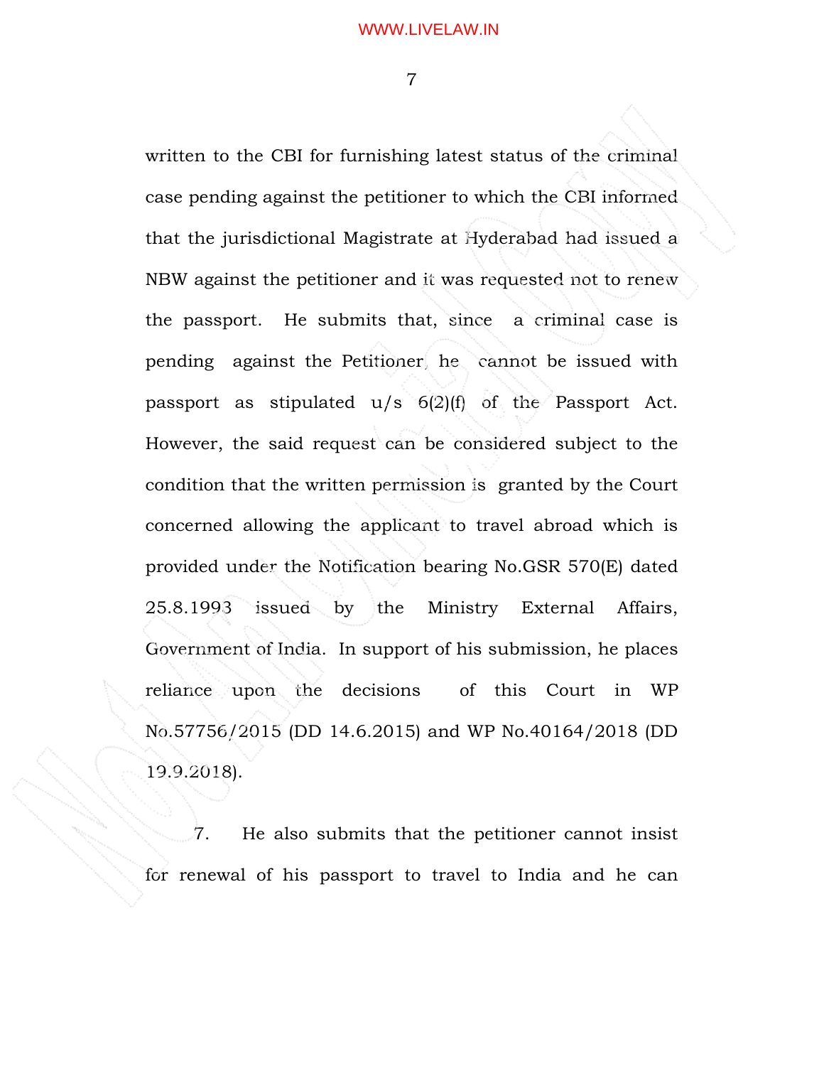written to the CBI for furnishing latest status of the criminal case pending against the petitioner to which the CBI informed that the jurisdictional Magistrate at Hyderabad had issued a NBW against the petitioner and it was requested not to renew the passport. He submits that, since a criminal case is pending against the Petitioner, he cannot be issued with passport as stipulated u/s 6(2)(f) of the Passport Act. However, the said request can be considered subject to the condition that the written permission is granted by the Court concerned allowing the applicant to travel abroad which is provided under the Notification bearing No.GSR 570(E) dated 25.8.1993 issued by the Ministry External Affairs, Government of India. In support of his submission, he places reliance upon the decisions of this Court in WP No.57756/2015 (DD 14.6.2015) and WP No.40164/2018 (DD 19.9.2018).

7. He also submits that the petitioner cannot insist for renewal of his passport to travel to India and he can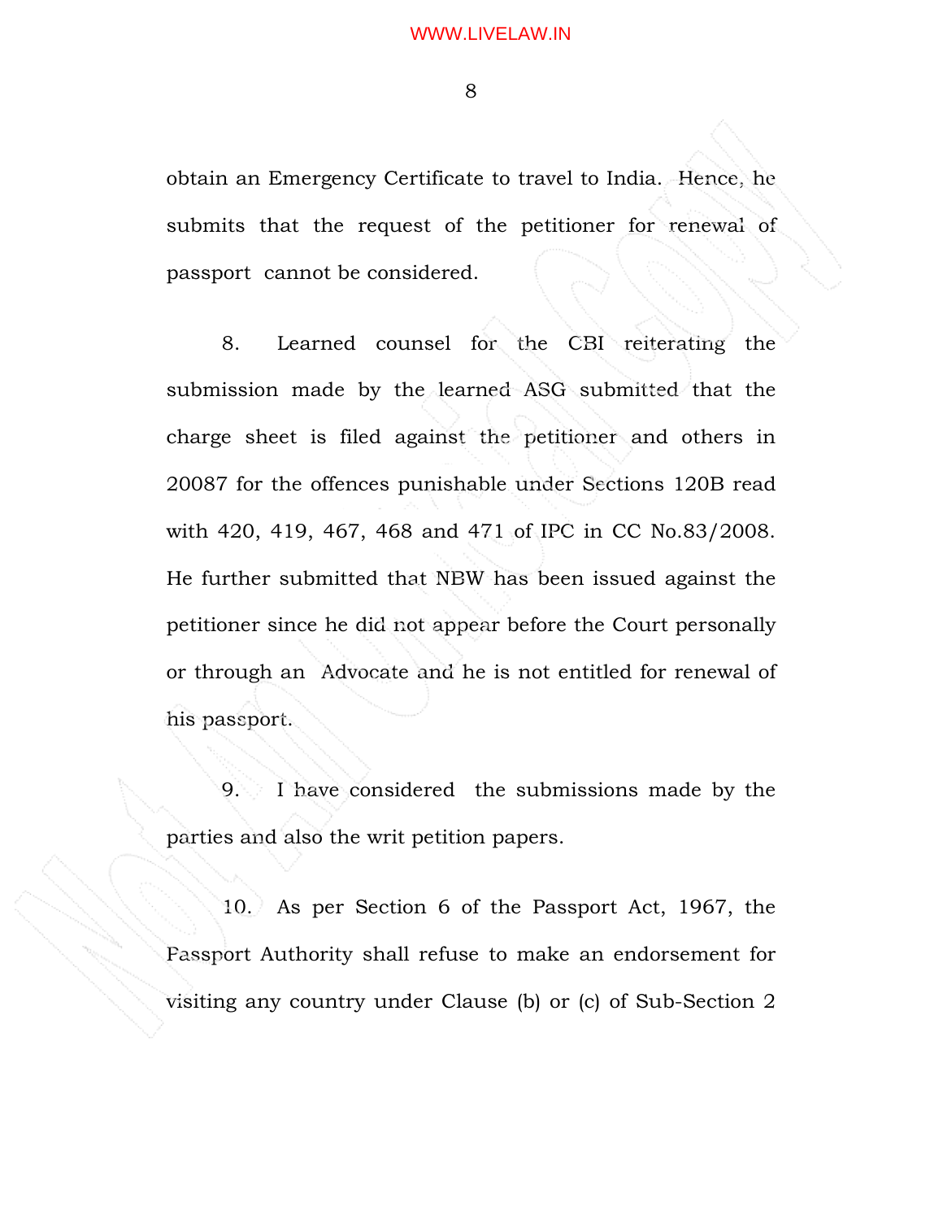obtain an Emergency Certificate to travel to India. Hence, he submits that the request of the petitioner for renewal of passport cannot be considered.

8. Learned counsel for the CBI reiterating the submission made by the learned ASG submitted that the charge sheet is filed against the petitioner and others in 20087 for the offences punishable under Sections 120B read with 420, 419, 467, 468 and 471 of IPC in CC No.83/2008. He further submitted that NBW has been issued against the petitioner since he did not appear before the Court personally or through an Advocate and he is not entitled for renewal of his passport.

9. I have considered the submissions made by the parties and also the writ petition papers.

10. As per Section 6 of the Passport Act, 1967, the Passport Authority shall refuse to make an endorsement for visiting any country under Clause (b) or (c) of Sub-Section 2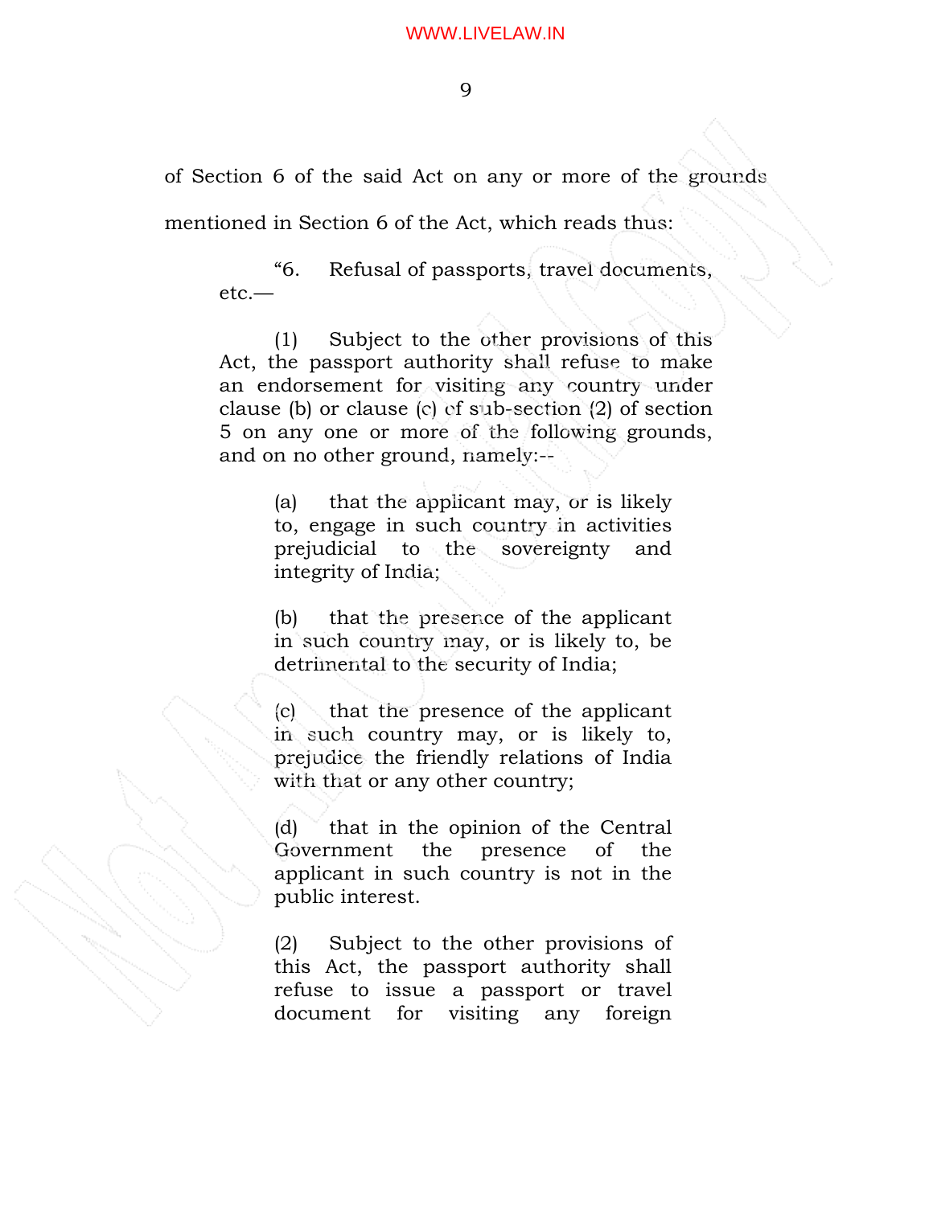of Section 6 of the said Act on any or more of the grounds mentioned in Section 6 of the Act, which reads thus:

> "6. Refusal of passports, travel documents, etc.—
>
> (1) Subject to the other provisions of this Act, the passport authority shall refuse to make an endorsement for visiting any country under clause (b) or clause (c) of sub-section (2) of section 5 on any one or more of the following grounds, and on no other ground, namely:--
>
> > (a) that the applicant may, or is likely to, engage in such country in activities prejudicial to the sovereignty and integrity of India;
> >
> > (b) that the presence of the applicant in such country may, or is likely to, be detrimental to the security of India;
> >
> > (c) that the presence of the applicant in such country may, or is likely to, prejudice the friendly relations of India with that or any other country;
> >
> > (d) that in the opinion of the Central Government the presence of the applicant in such country is not in the public interest.
> >
> > (2) Subject to the other provisions of this Act, the passport authority shall refuse to issue a passport or travel document for visiting any foreign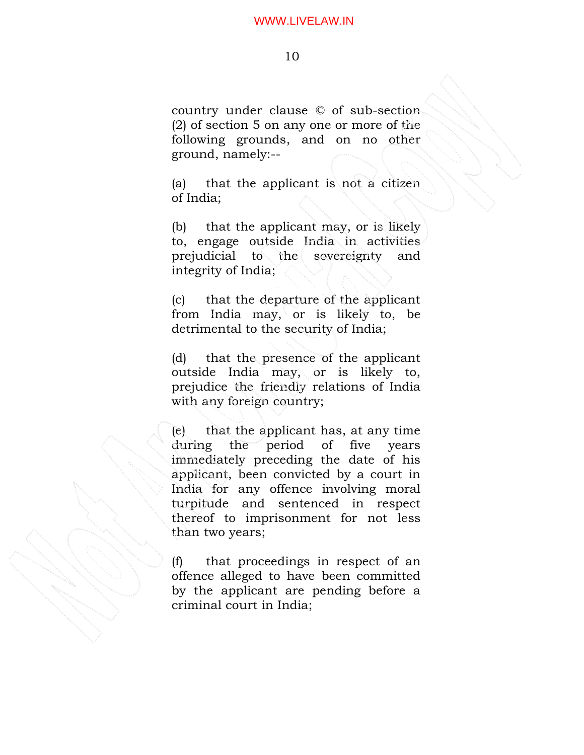country under clause © of sub-section (2) of section 5 on any one or more of the following grounds, and on no other ground, namely:--

(a) that the applicant is not a citizen of India;

(b) that the applicant may, or is likely to, engage outside India in activities prejudicial to the sovereignty and integrity of India;

(c) that the departure of the applicant from India may, or is likely to, be detrimental to the security of India;

(d) that the presence of the applicant outside India may, or is likely to, prejudice the friendly relations of India with any foreign country;

(e) that the applicant has, at any time during the period of five years immediately preceding the date of his applicant, been convicted by a court in India for any offence involving moral turpitude and sentenced in respect thereof to imprisonment for not less than two years;

(f) that proceedings in respect of an offence alleged to have been committed by the applicant are pending before a criminal court in India;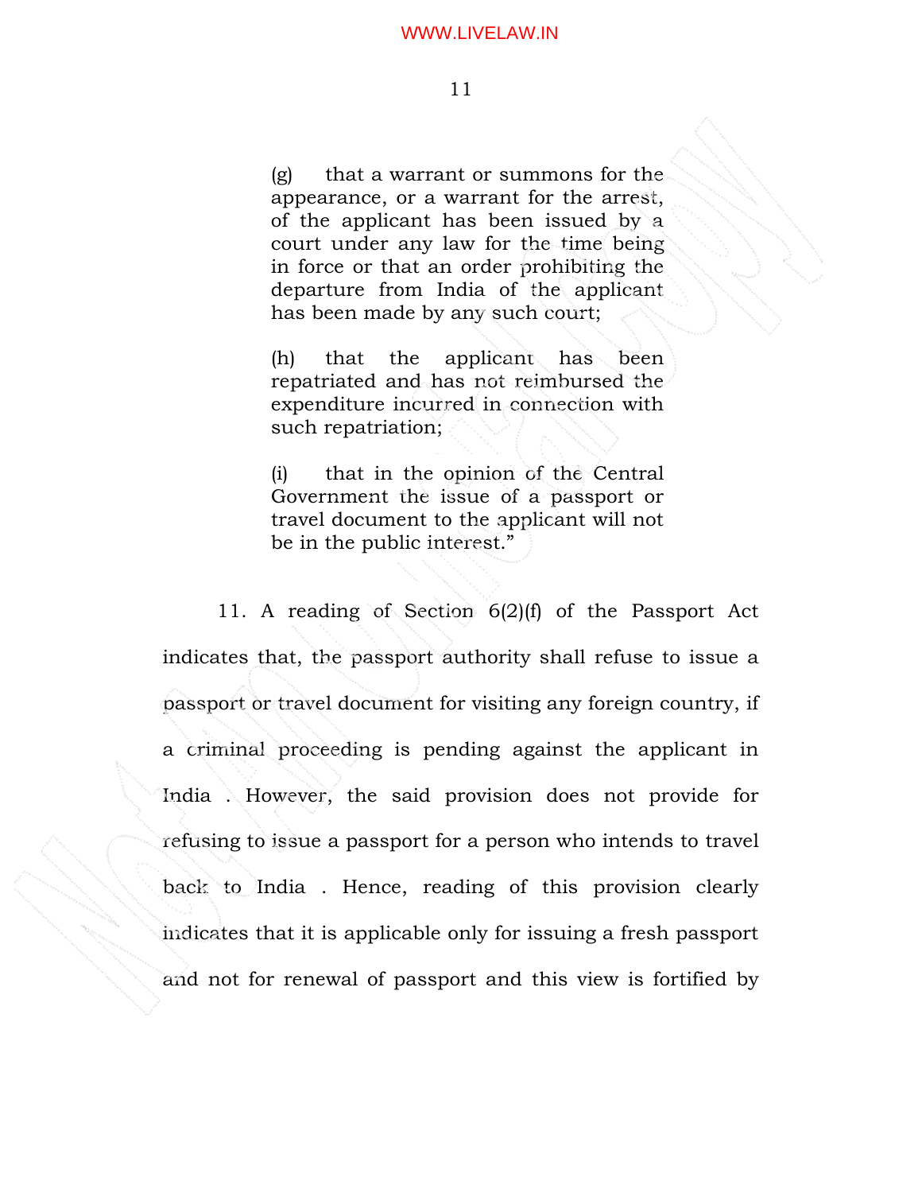> (g) that a warrant or summons for the appearance, or a warrant for the arrest, of the applicant has been issued by a court under any law for the time being in force or that an order prohibiting the departure from India of the applicant has been made by any such court;
>
> (h) that the applicant has been repatriated and has not reimbursed the expenditure incurred in connection with such repatriation;
>
> (i) that in the opinion of the Central Government the issue of a passport or travel document to the applicant will not be in the public interest."

11. A reading of Section 6(2)(f) of the Passport Act indicates that, the passport authority shall refuse to issue a passport or travel document for visiting any foreign country, if a criminal proceeding is pending against the applicant in India . However, the said provision does not provide for refusing to issue a passport for a person who intends to travel back to India . Hence, reading of this provision clearly indicates that it is applicable only for issuing a fresh passport and not for renewal of passport and this view is fortified by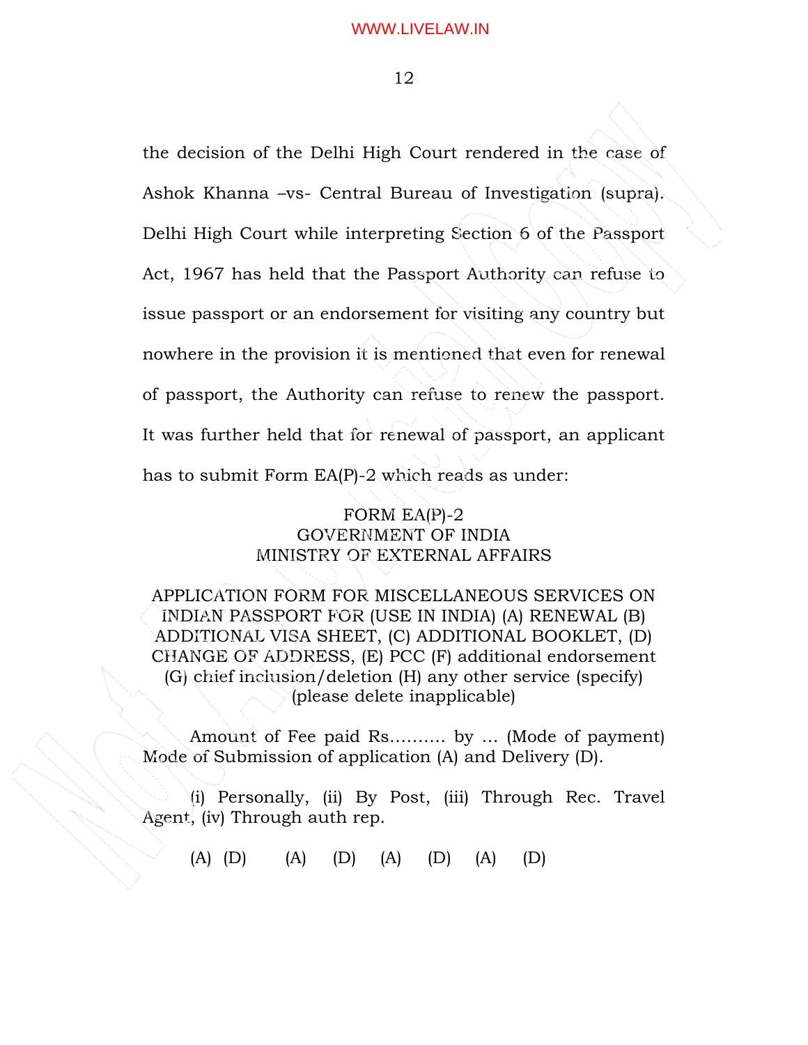the decision of the Delhi High Court rendered in the case of Ashok Khanna –vs- Central Bureau of Investigation (supra). Delhi High Court while interpreting Section 6 of the Passport Act, 1967 has held that the Passport Authority can refuse to issue passport or an endorsement for visiting any country but nowhere in the provision it is mentioned that even for renewal of passport, the Authority can refuse to renew the passport. It was further held that for renewal of passport, an applicant has to submit Form EA(P)-2 which reads as under:

FORM EA(P)-2
GOVERNMENT OF INDIA
MINISTRY OF EXTERNAL AFFAIRS

APPLICATION FORM FOR MISCELLANEOUS SERVICES ON INDIAN PASSPORT FOR (USE IN INDIA) (A) RENEWAL (B) ADDITIONAL VISA SHEET, (C) ADDITIONAL BOOKLET, (D) CHANGE OF ADDRESS, (E) PCC (F) additional endorsement (G) chief inclusion/deletion (H) any other service (specify) (please delete inapplicable)

Amount of Fee paid Rs………. by … (Mode of payment) Mode of Submission of application (A) and Delivery (D).

(i) Personally, (ii) By Post, (iii) Through Rec. Travel Agent, (iv) Through auth rep.

(A) (D) (A) (D) (A) (D) (A) (D)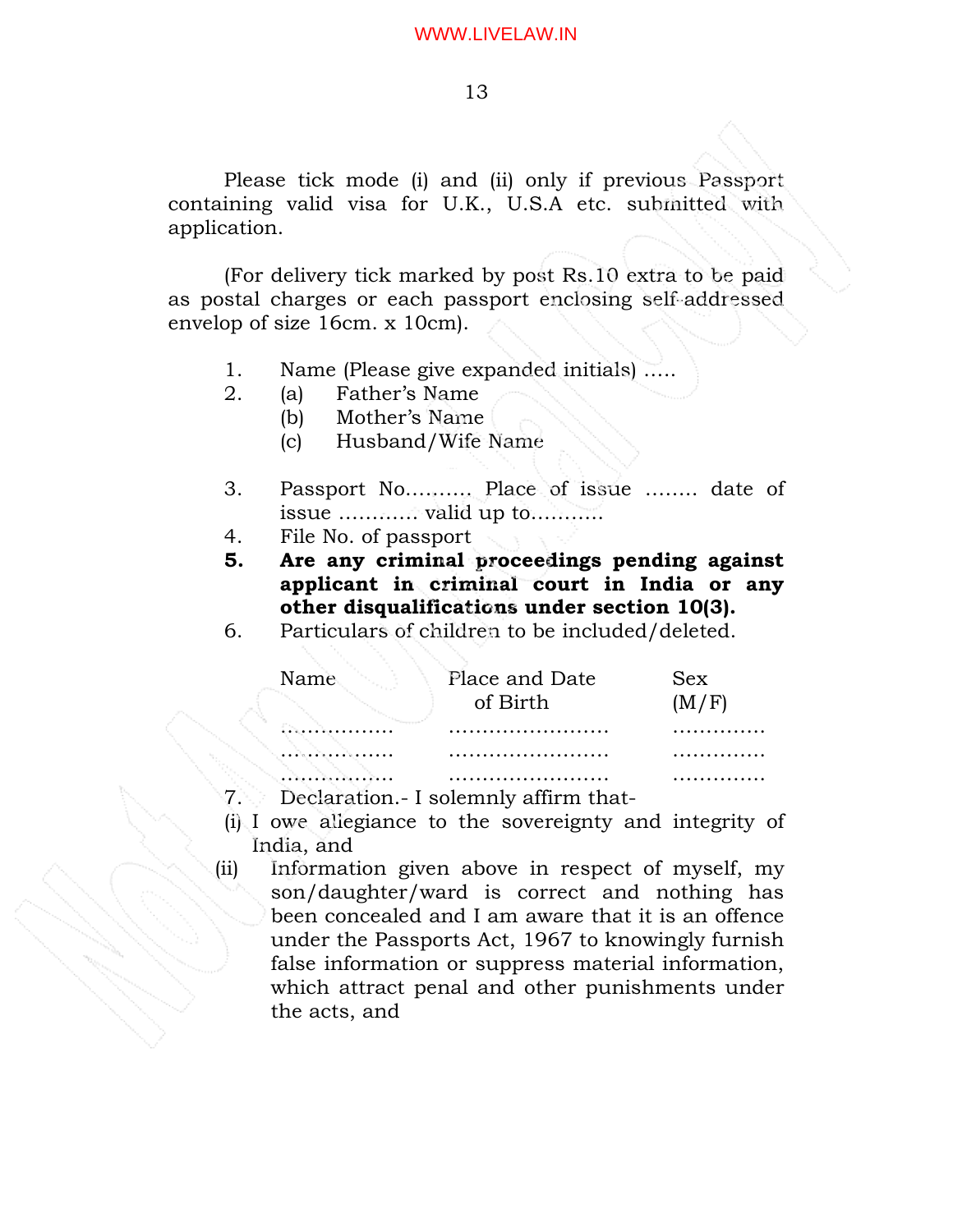Please tick mode (i) and (ii) only if previous Passport containing valid visa for U.K., U.S.A etc. submitted with application.

(For delivery tick marked by post Rs.10 extra to be paid as postal charges or each passport enclosing self-addressed envelop of size 16cm. x 10cm).

1. Name (Please give expanded initials) …..
2. (a) Father's Name
   (b) Mother's Name
   (c) Husband/Wife Name

3. Passport No………. Place of issue …….. date of issue ………… valid up to………..
4. File No. of passport
5. **Are any criminal proceedings pending against applicant in criminal court in India or any other disqualifications under section 10(3).**
6. Particulars of children to be included/deleted.

| Name | Place and Date of Birth | Sex (M/F) |
|---|---|---|
| ……………. | …………………… | …………. |
| ……………. | …………………… | …………. |
| ……………. | …………………… | …………. |

7. Declaration.- I solemnly affirm that-

(i) I owe allegiance to the sovereignty and integrity of India, and

(ii) Information given above in respect of myself, my son/daughter/ward is correct and nothing has been concealed and I am aware that it is an offence under the Passports Act, 1967 to knowingly furnish false information or suppress material information, which attract penal and other punishments under the acts, and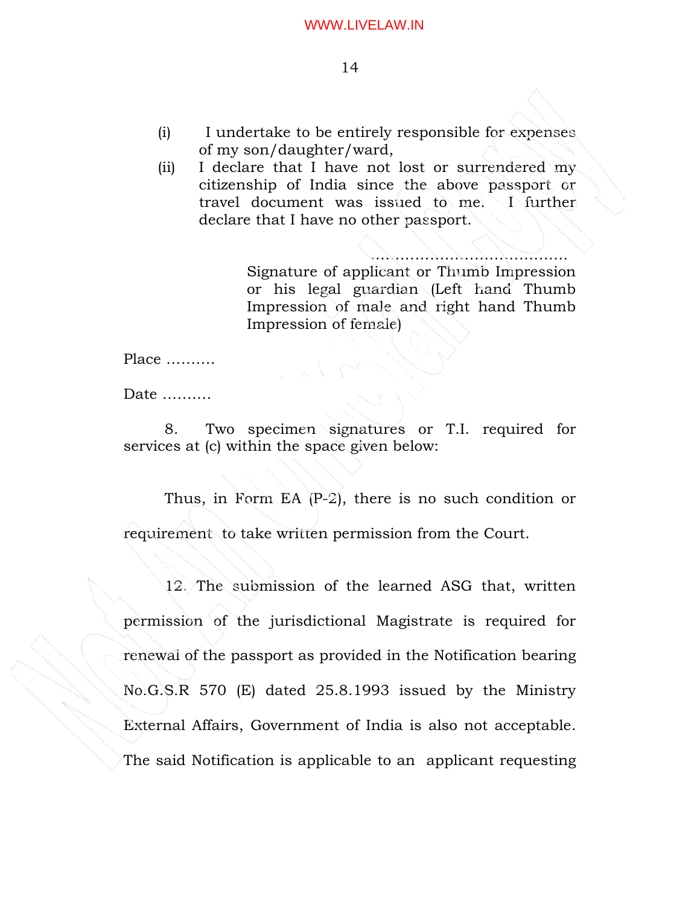(i) I undertake to be entirely responsible for expenses of my son/daughter/ward,

(ii) I declare that I have not lost or surrendered my citizenship of India since the above passport or travel document was issued to me. I further declare that I have no other passport.

…………………………………

Signature of applicant or Thumb Impression or his legal guardian (Left hand Thumb Impression of male and right hand Thumb Impression of female)

Place ……….

Date ……….

8. Two specimen signatures or T.I. required for services at (c) within the space given below:

Thus, in Form EA (P-2), there is no such condition or requirement to take written permission from the Court.

12. The submission of the learned ASG that, written permission of the jurisdictional Magistrate is required for renewal of the passport as provided in the Notification bearing No.G.S.R 570 (E) dated 25.8.1993 issued by the Ministry External Affairs, Government of India is also not acceptable. The said Notification is applicable to an applicant requesting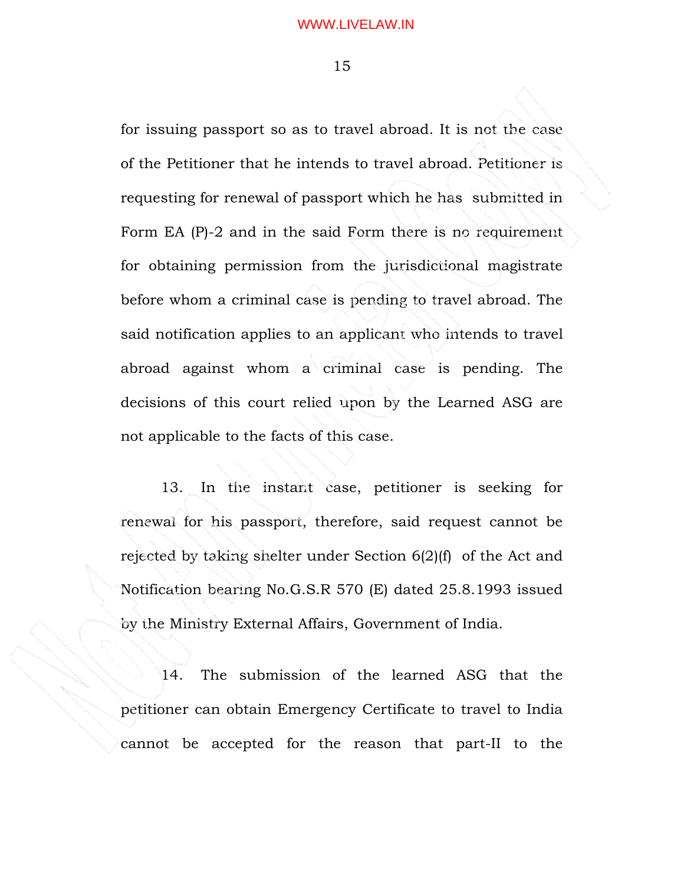for issuing passport so as to travel abroad. It is not the case of the Petitioner that he intends to travel abroad. Petitioner is requesting for renewal of passport which he has submitted in Form EA (P)-2 and in the said Form there is no requirement for obtaining permission from the jurisdictional magistrate before whom a criminal case is pending to travel abroad. The said notification applies to an applicant who intends to travel abroad against whom a criminal case is pending. The decisions of this court relied upon by the Learned ASG are not applicable to the facts of this case.

13. In the instant case, petitioner is seeking for renewal for his passport, therefore, said request cannot be rejected by taking shelter under Section 6(2)(f) of the Act and Notification bearing No.G.S.R 570 (E) dated 25.8.1993 issued by the Ministry External Affairs, Government of India.

14. The submission of the learned ASG that the petitioner can obtain Emergency Certificate to travel to India cannot be accepted for the reason that part-II to the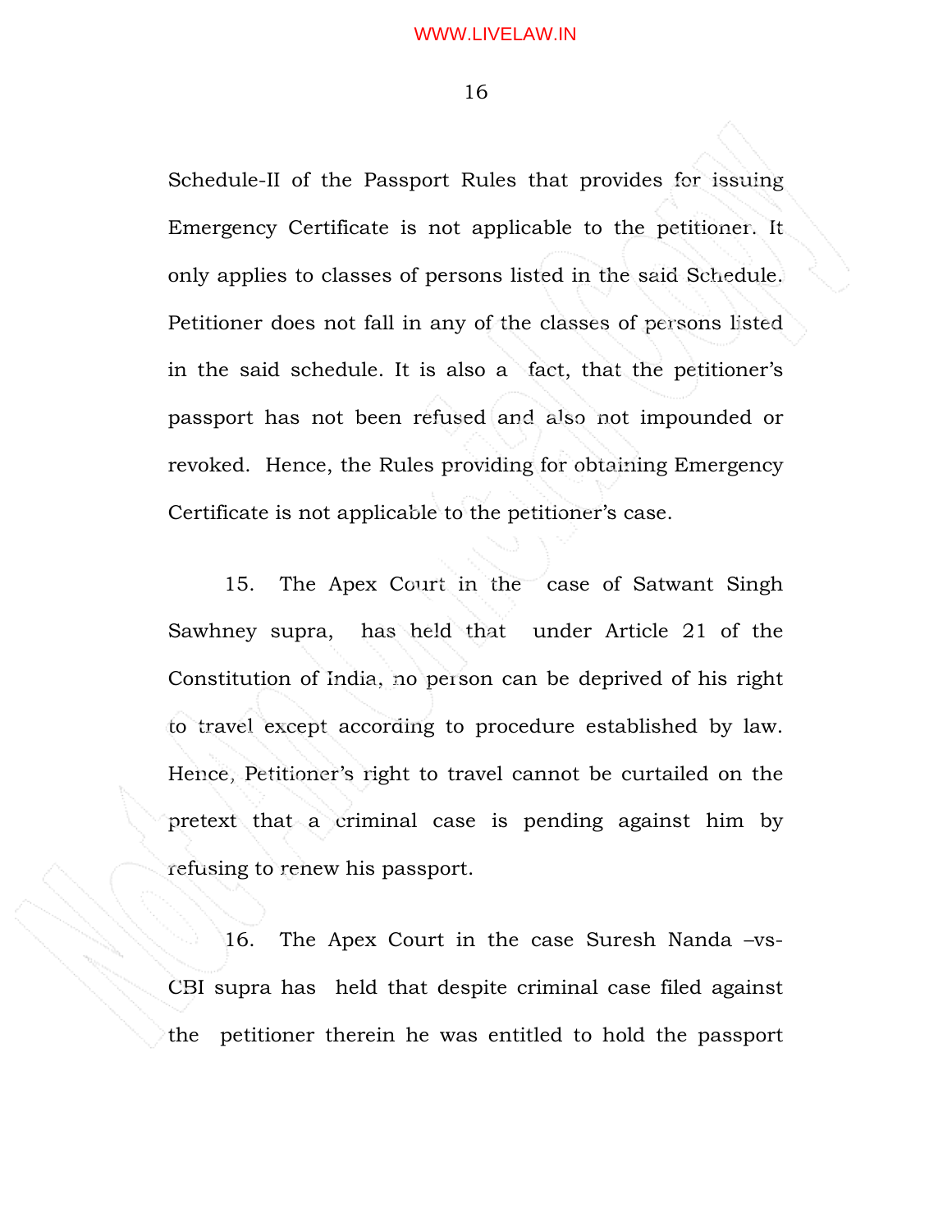Schedule-II of the Passport Rules that provides for issuing Emergency Certificate is not applicable to the petitioner. It only applies to classes of persons listed in the said Schedule. Petitioner does not fall in any of the classes of persons listed in the said schedule. It is also a fact, that the petitioner's passport has not been refused and also not impounded or revoked. Hence, the Rules providing for obtaining Emergency Certificate is not applicable to the petitioner's case.

15. The Apex Court in the case of Satwant Singh Sawhney supra, has held that under Article 21 of the Constitution of India, no person can be deprived of his right to travel except according to procedure established by law. Hence, Petitioner's right to travel cannot be curtailed on the pretext that a criminal case is pending against him by refusing to renew his passport.

16. The Apex Court in the case Suresh Nanda –vs- CBI supra has held that despite criminal case filed against the petitioner therein he was entitled to hold the passport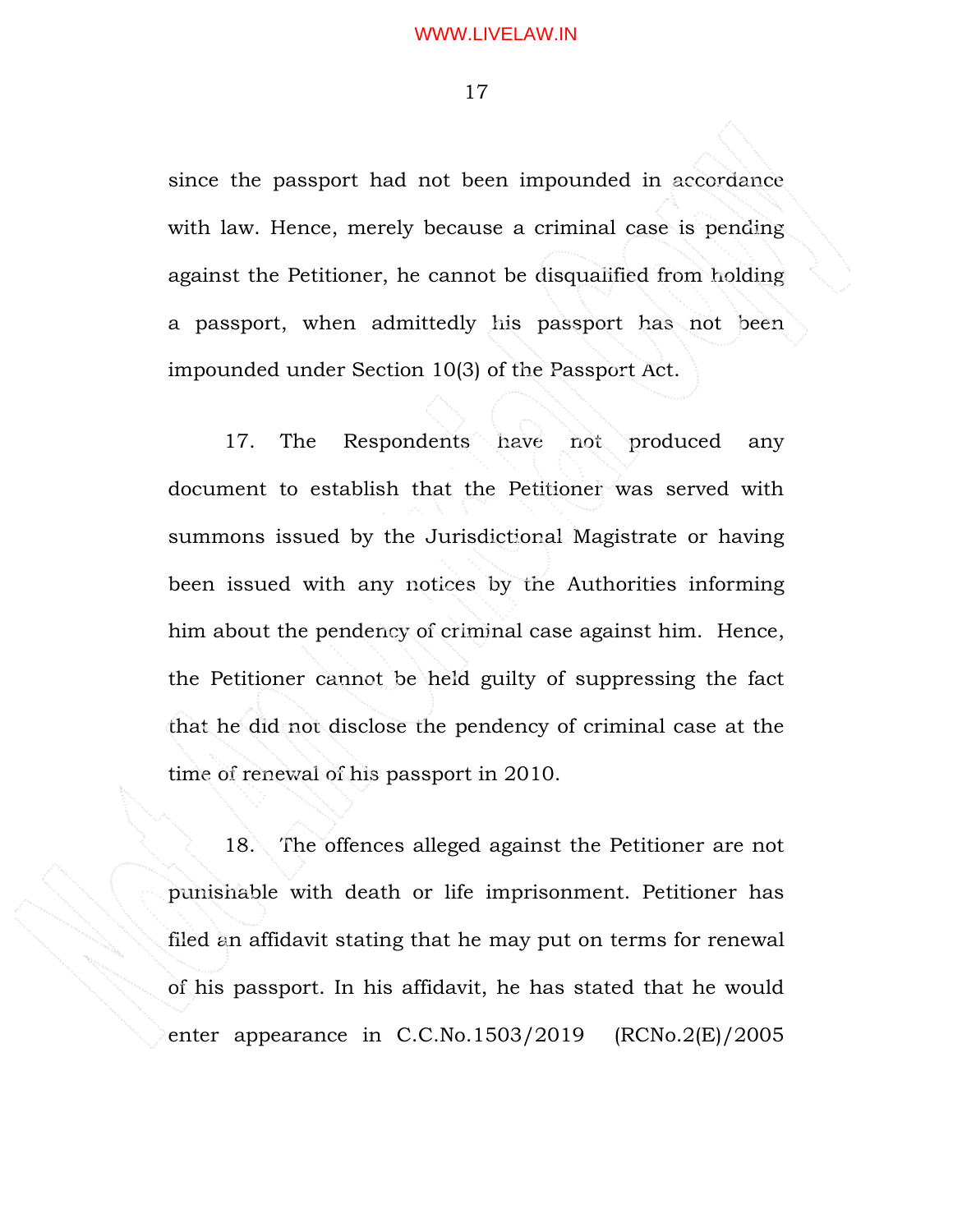since the passport had not been impounded in accordance with law. Hence, merely because a criminal case is pending against the Petitioner, he cannot be disqualified from holding a passport, when admittedly his passport has not been impounded under Section 10(3) of the Passport Act.

17. The Respondents have not produced any document to establish that the Petitioner was served with summons issued by the Jurisdictional Magistrate or having been issued with any notices by the Authorities informing him about the pendency of criminal case against him. Hence, the Petitioner cannot be held guilty of suppressing the fact that he did not disclose the pendency of criminal case at the time of renewal of his passport in 2010.

18. The offences alleged against the Petitioner are not punishable with death or life imprisonment. Petitioner has filed an affidavit stating that he may put on terms for renewal of his passport. In his affidavit, he has stated that he would enter appearance in C.C.No.1503/2019 (RCNo.2(E)/2005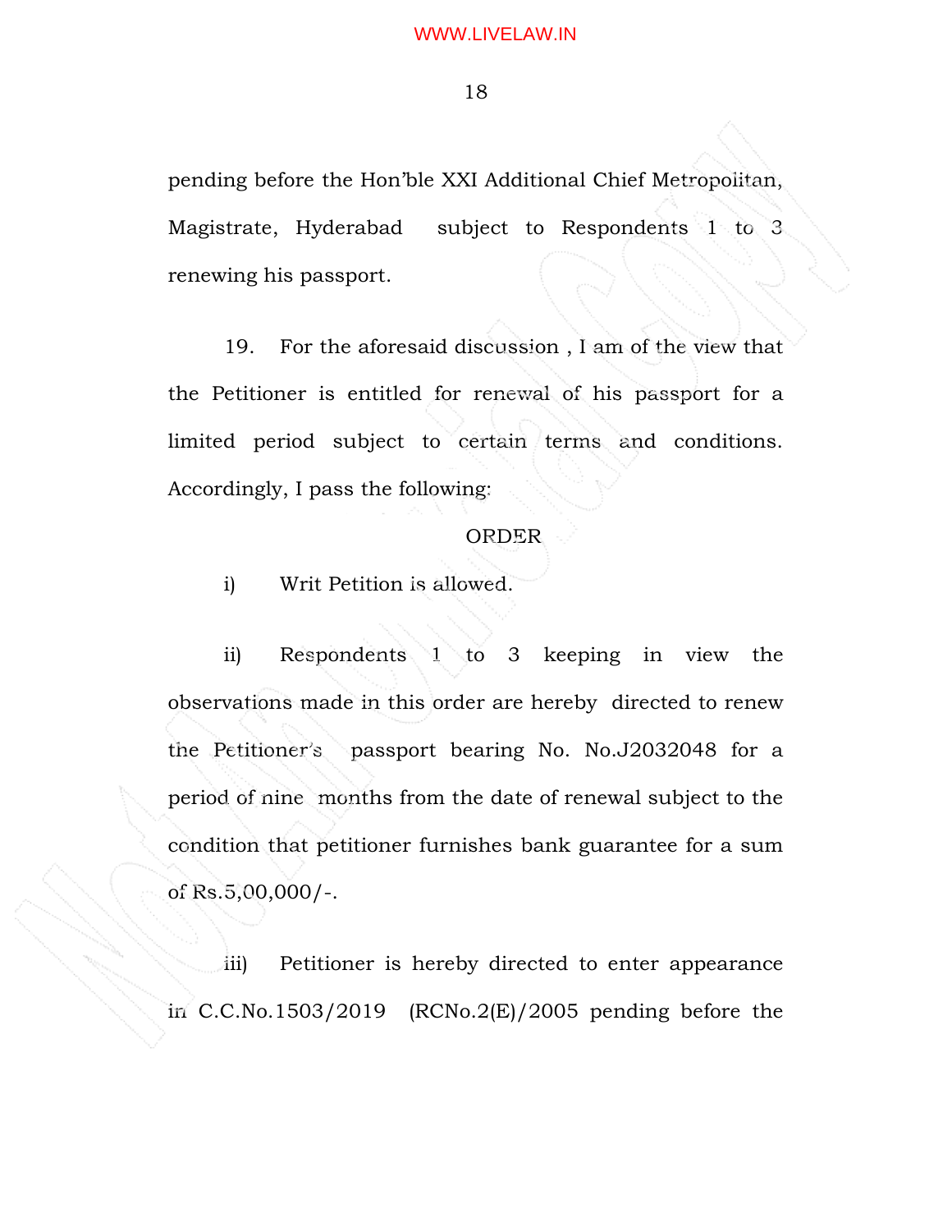pending before the Hon'ble XXI Additional Chief Metropolitan, Magistrate, Hyderabad subject to Respondents 1 to 3 renewing his passport.

19. For the aforesaid discussion , I am of the view that the Petitioner is entitled for renewal of his passport for a limited period subject to certain terms and conditions. Accordingly, I pass the following:

ORDER

i) Writ Petition is allowed.

ii) Respondents 1 to 3 keeping in view the observations made in this order are hereby directed to renew the Petitioner's passport bearing No. No.J2032048 for a period of nine months from the date of renewal subject to the condition that petitioner furnishes bank guarantee for a sum of Rs.5,00,000/-.

iii) Petitioner is hereby directed to enter appearance in C.C.No.1503/2019 (RCNo.2(E)/2005 pending before the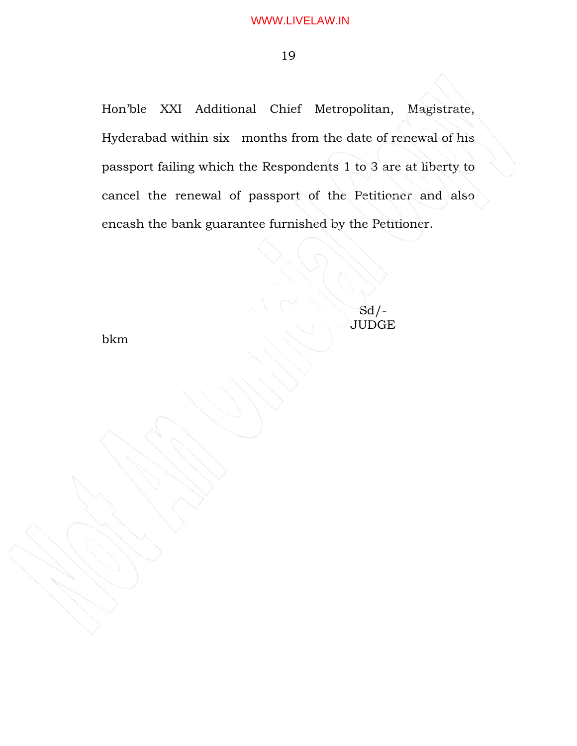Hon'ble XXI Additional Chief Metropolitan, Magistrate, Hyderabad within six months from the date of renewal of his passport failing which the Respondents 1 to 3 are at liberty to cancel the renewal of passport of the Petitioner and also encash the bank guarantee furnished by the Petitioner.

Sd/-
JUDGE

bkm